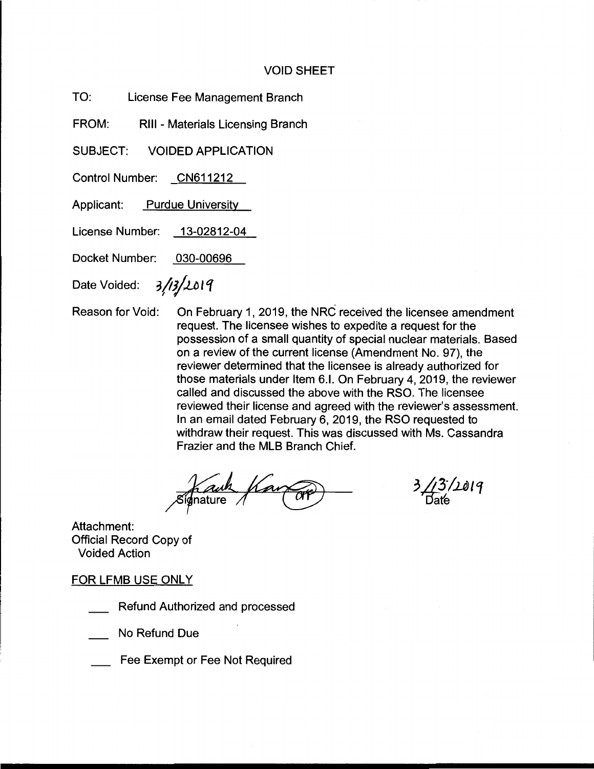# VOID SHEET

TO: License Fee Management Branch

FROM: RIII - Materials Licensing Branch

SUBJECT: VOIDED APPLICATION

Control Number: CN611212

Applicant: Purdue University

License Number: 13-02812-04

Docket Number: 030-00696

Date Voided: 3/13/2019

Reason for Void: On February 1, 2019, the NRC received the licensee amendment request. The licensee wishes to expedite a request for the possession of a small quantity of special nuclear materials. Based on a review of the current license (Amendment No. 97), the reviewer determined that the licensee is already authorized for those materials under Item 6.I. On February 4, 2019, the reviewer called and discussed the above with the RSO. The licensee reviewed their license and agreed with the reviewer's assessment. In an email dated February 6, 2019, the RSO requested to withdraw their request. This was discussed with Ms. Cassandra Frazier and the MLB Branch Chief.

Signature: Kash Kan (OFF) Date: 3/13/2019

Attachment:
Official Record Copy of
Voided Action

FOR LFMB USE ONLY

___ Refund Authorized and processed

___ No Refund Due

___ Fee Exempt or Fee Not Required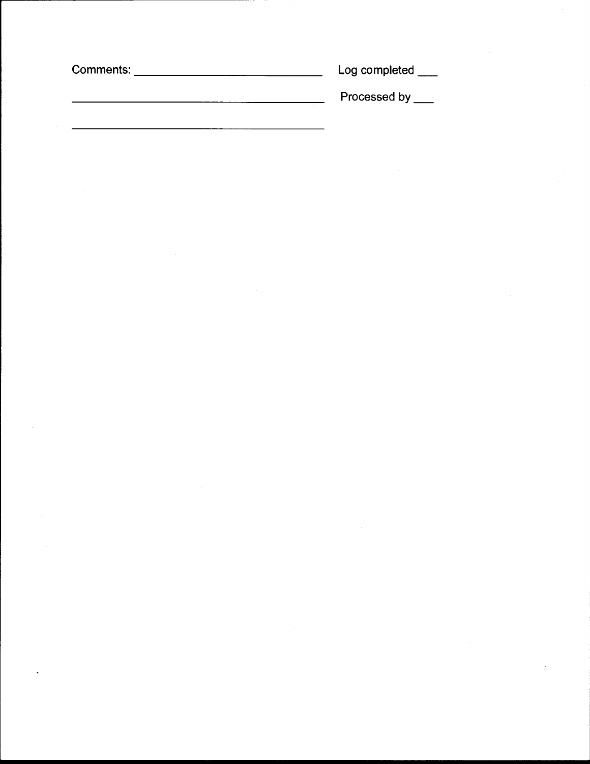Comments: ______________________________ Log completed ___

________________________________________ Processed by ___

________________________________________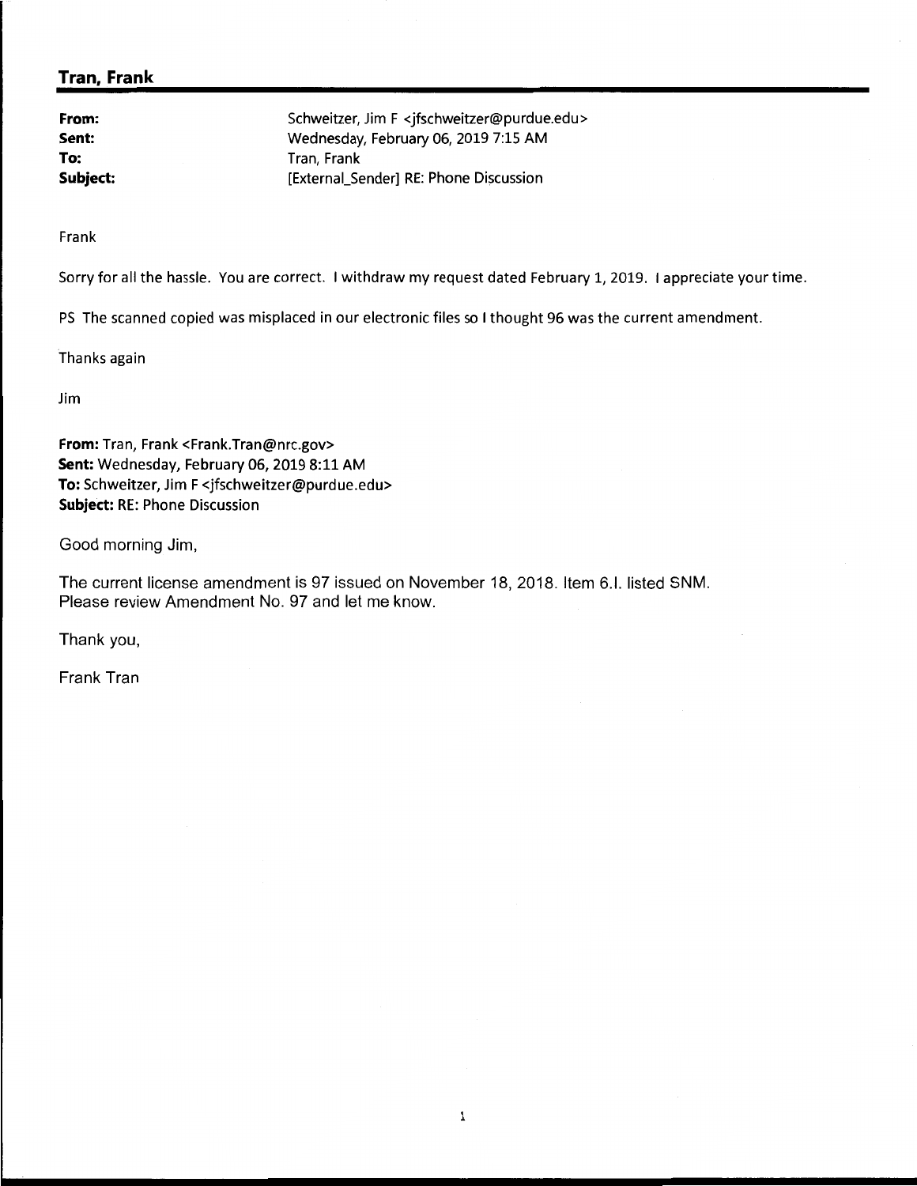## Tran, Frank

| | |
|---|---|
| **From:** | Schweitzer, Jim F <jfschweitzer@purdue.edu> |
| **Sent:** | Wednesday, February 06, 2019 7:15 AM |
| **To:** | Tran, Frank |
| **Subject:** | [External_Sender] RE: Phone Discussion |

Frank

Sorry for all the hassle. You are correct. I withdraw my request dated February 1, 2019. I appreciate your time.

PS The scanned copied was misplaced in our electronic files so I thought 96 was the current amendment.

Thanks again

Jim

**From:** Tran, Frank <Frank.Tran@nrc.gov>
**Sent:** Wednesday, February 06, 2019 8:11 AM
**To:** Schweitzer, Jim F <jfschweitzer@purdue.edu>
**Subject:** RE: Phone Discussion

Good morning Jim,

The current license amendment is 97 issued on November 18, 2018. Item 6.I. listed SNM. Please review Amendment No. 97 and let me know.

Thank you,

Frank Tran